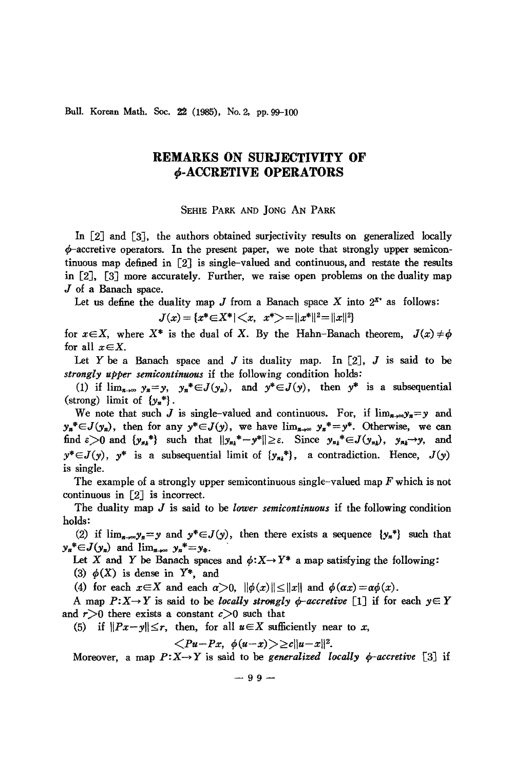# REMARKS ON SURJECTIVITY OF $\phi$-ACCRETIVE OPERATORS

SEHIE PARK AND JONG AN PARK

In [2] and [3], the authors obtained surjectivity results on generalized locally $\phi$-accretive operators. In the present paper, we note that strongly upper semicontinuous map defined in [2] is single-valued and continuous, and restate the results in [2], [3] more accurately. Further, we raise open problems on the duality map $J$ of a Banach space.

Let us define the duality map $J$ from a Banach space $X$ into $2^{X^*}$ as follows:

$$J(x)=\{x^*\in X^* | <x,\ x^*>=\|x^*\|^2=\|x\|^2\}$$

for $x\in X$, where $X^*$ is the dual of $X$. By the Hahn-Banach theorem, $J(x)\neq\phi$ for all $x\in X$.

Let $Y$ be a Banach space and $J$ its duality map. In [2], $J$ is said to be *strongly upper semicontinuous* if the following condition holds:

(1) if $\lim_{n\to\infty} y_n=y$, $y_n^*\in J(y_n)$, and $y^*\in J(y)$, then $y^*$ is a subsequential (strong) limit of $\{y_n^*\}$.

We note that such $J$ is single-valued and continuous. For, if $\lim_{n\to\infty}y_n=y$ and $y_n^*\in J(y_n)$, then for any $y^*\in J(y)$, we have $\lim_{n\to\infty} y_n^*=y^*$. Otherwise, we can find $\varepsilon>0$ and $\{y_{n_k}^*\}$ such that $\|y_{n_k}^*-y^*\|\geq\varepsilon$. Since $y_{n_k}^*\in J(y_{n_k})$, $y_{n_k}\to y$, and $y^*\in J(y)$, $y^*$ is a subsequential limit of $\{y_{n_k}^*\}$, a contradiction. Hence, $J(y)$ is single.

The example of a strongly upper semicontinuous single-valued map $F$ which is not continuous in [2] is incorrect.

The duality map $J$ is said to be *lower semicontinuous* if the following condition holds:

(2) if $\lim_{n\to\infty}y_n=y$ and $y^*\in J(y)$, then there exists a sequence $\{y_n^*\}$ such that $y_n^*\in J(y_n)$ and $\lim_{n\to\infty} y_n^*=y_*$.

Let $X$ and $Y$ be Banach spaces and $\phi:X\to Y^*$ a map satisfying the following:

(3) $\phi(X)$ is dense in $Y^*$, and

(4) for each $x\in X$ and each $\alpha>0$, $\|\phi(x)\|\leq\|x\|$ and $\phi(\alpha x)=\alpha\phi(x)$.

A map $P:X\to Y$ is said to be *locally strongly $\phi$-accretive* [1] if for each $y\in Y$ and $r>0$ there exists a constant $c>0$ such that

(5) if $\|Px-y\|\leq r$, then, for all $u\in X$ sufficiently near to $x$,

$$<Pu-Px,\ \phi(u-x)>\geq c\|u-x\|^2.$$

Moreover, a map $P:X\to Y$ is said to be *generalized locally $\phi$-accretive* [3] if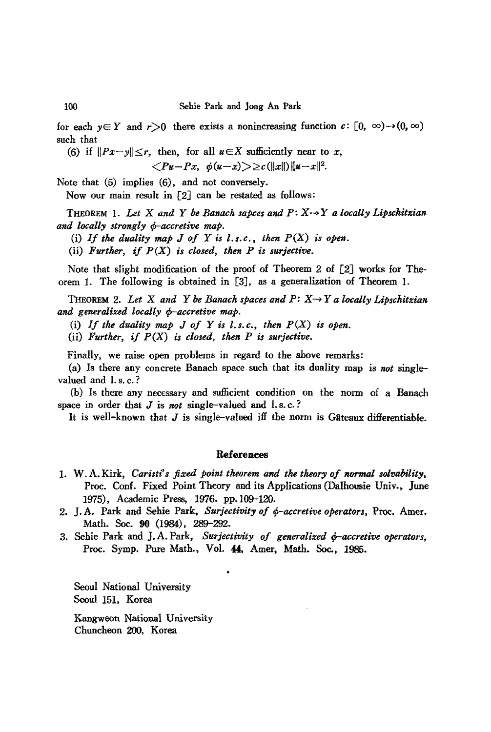for each $y \in Y$ and $r > 0$ there exists a nonincreasing function $c: [0, \infty) \to (0, \infty)$ such that

(6) if $\|Px - y\| \le r$, then, for all $u \in X$ sufficiently near to $x$,

$$< Pu - Px, \ \phi(u - x) > \ge c(\|x\|)\|u - x\|^2.$$

Note that (5) implies (6), and not conversely.

Now our main result in [2] can be restated as follows:

THEOREM 1. *Let $X$ and $Y$ be Banach sapces and $P: X \to Y$ a locally Lipschitzian and locally strongly $\phi$-accretive map.*

(i) *If the duality map $J$ of $Y$ is l.s.c., then $P(X)$ is open.*

(ii) *Further, if $P(X)$ is closed, then $P$ is surjective.*

Note that slight modification of the proof of Theorem 2 of [2] works for Theorem 1. The following is obtained in [3], as a generalization of Theorem 1.

THEOREM 2. *Let $X$ and $Y$ be Banach spaces and $P: X \to Y$ a locally Lipschitzian and generalized locally $\phi$-accretive map.*

(i) *If the duality map $J$ of $Y$ is l.s.c., then $P(X)$ is open.*

(ii) *Further, if $P(X)$ is closed, then $P$ is surjective.*

Finally, we raise open problems in regard to the above remarks:

(a) Is there any concrete Banach space such that its duality map is *not* single-valued and l.s.c.?

(b) Is there any necessary and sufficient condition on the norm of a Banach space in order that $J$ is *not* single-valued and l.s.c.?

It is well-known that $J$ is single-valued iff the norm is Gâteaux differentiable.

## References

1. W. A. Kirk, *Caristi's fixed point theorem and the theory of normal solvability*, Proc. Conf. Fixed Point Theory and its Applications (Dalhousie Univ., June 1975), Academic Press, 1976. pp. 109–120.
2. J. A. Park and Sehie Park, *Surjectivity of $\phi$-accretive operators*, Proc. Amer. Math. Soc. **90** (1984), 289–292.
3. Sehie Park and J. A. Park, *Surjectivity of generalized $\phi$-accretive operators*, Proc. Symp. Pure Math., Vol. **44**, Amer, Math. Soc., 1985.

Seoul National University
Seoul 151, Korea

Kangweon National University
Chuncheon 200, Korea